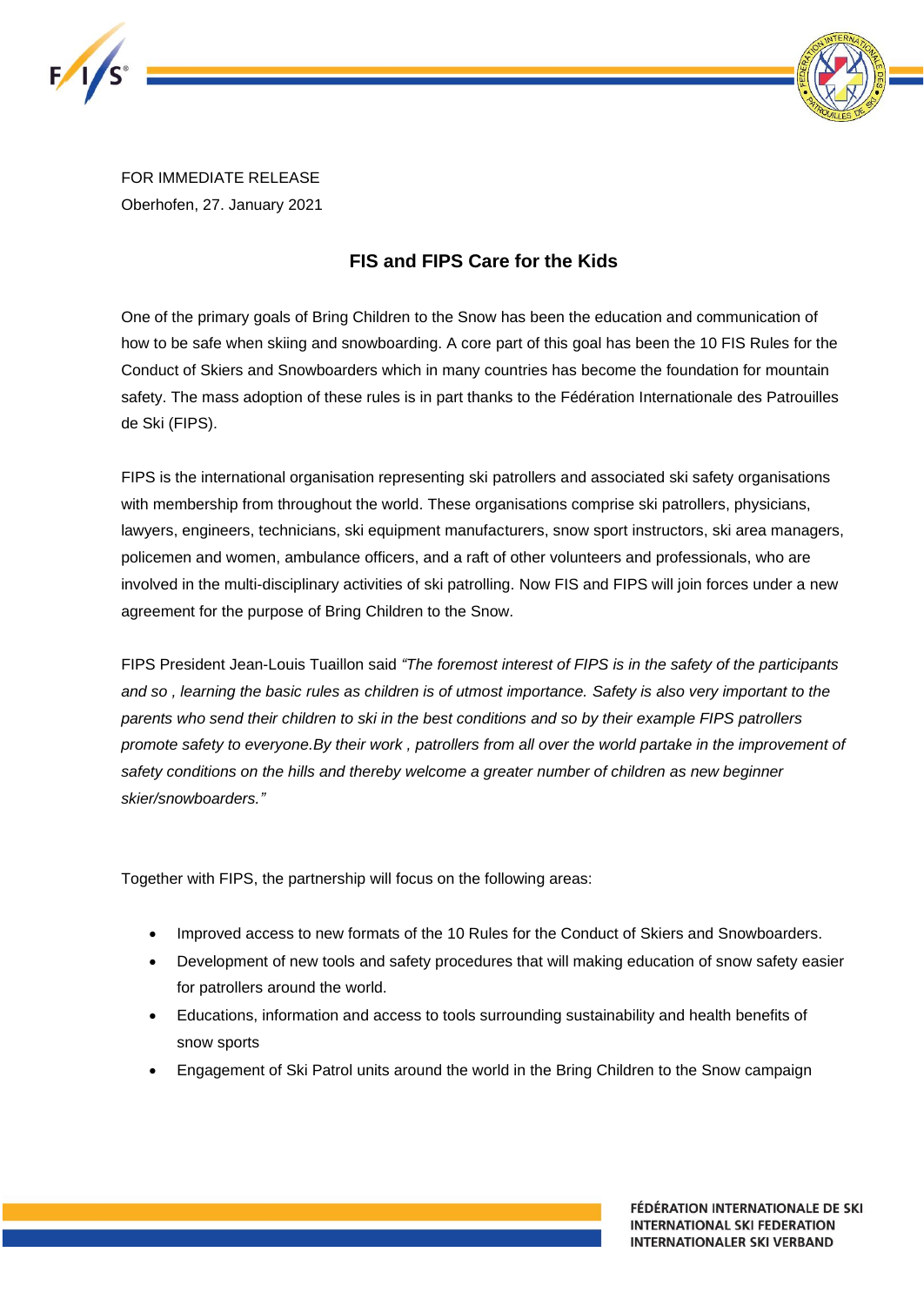FOR IMMEDIATE RELEASE
Oberhofen, 27. January 2021

## FIS and FIPS Care for the Kids

One of the primary goals of Bring Children to the Snow has been the education and communication of how to be safe when skiing and snowboarding. A core part of this goal has been the 10 FIS Rules for the Conduct of Skiers and Snowboarders which in many countries has become the foundation for mountain safety. The mass adoption of these rules is in part thanks to the Fédération Internationale des Patrouilles de Ski (FIPS).

FIPS is the international organisation representing ski patrollers and associated ski safety organisations with membership from throughout the world. These organisations comprise ski patrollers, physicians, lawyers, engineers, technicians, ski equipment manufacturers, snow sport instructors, ski area managers, policemen and women, ambulance officers, and a raft of other volunteers and professionals, who are involved in the multi-disciplinary activities of ski patrolling. Now FIS and FIPS will join forces under a new agreement for the purpose of Bring Children to the Snow.

FIPS President Jean-Louis Tuaillon said *"The foremost interest of FIPS is in the safety of the participants and so , learning the basic rules as children is of utmost importance. Safety is also very important to the parents who send their children to ski in the best conditions and so by their example FIPS patrollers promote safety to everyone.By their work , patrollers from all over the world partake in the improvement of safety conditions on the hills and thereby welcome a greater number of children as new beginner skier/snowboarders."*

Together with FIPS, the partnership will focus on the following areas:

- Improved access to new formats of the 10 Rules for the Conduct of Skiers and Snowboarders.
- Development of new tools and safety procedures that will making education of snow safety easier for patrollers around the world.
- Educations, information and access to tools surrounding sustainability and health benefits of snow sports
- Engagement of Ski Patrol units around the world in the Bring Children to the Snow campaign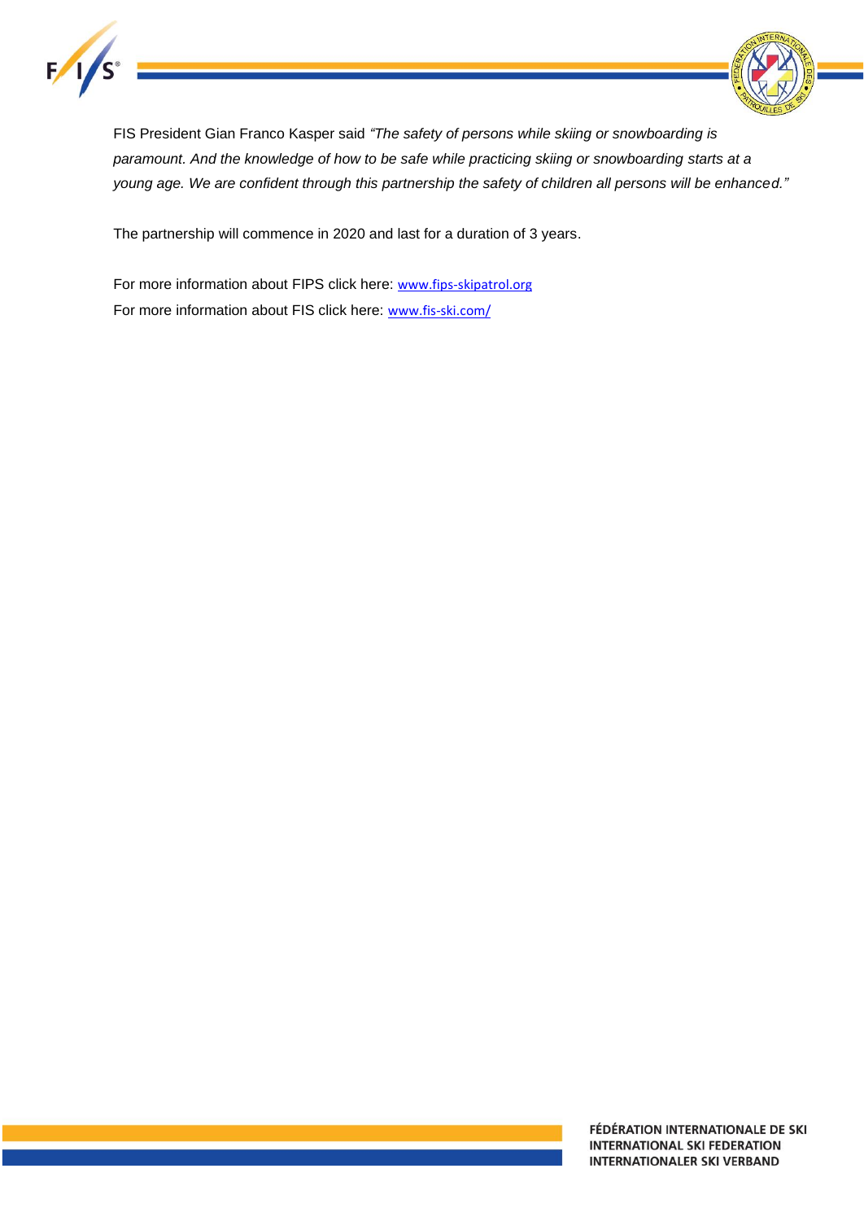FIS President Gian Franco Kasper said *“The safety of persons while skiing or snowboarding is paramount. And the knowledge of how to be safe while practicing skiing or snowboarding starts at a young age. We are confident through this partnership the safety of children all persons will be enhanced.”*

The partnership will commence in 2020 and last for a duration of 3 years.

For more information about FIPS click here: [www.fips-skipatrol.org](www.fips-skipatrol.org)
For more information about FIS click here: [www.fis-ski.com/](www.fis-ski.com/)